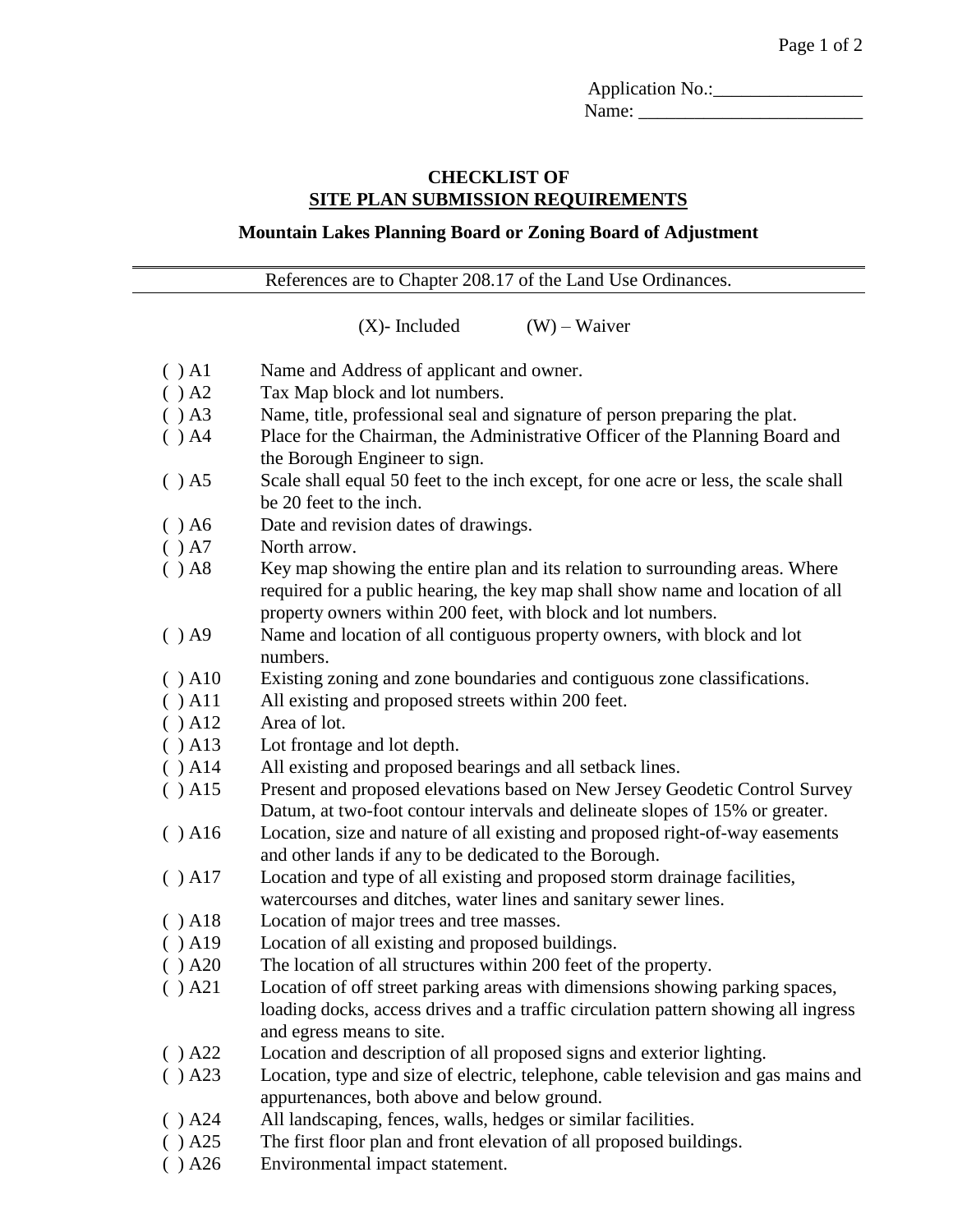Application No.:________________
Name: ________________________

# CHECKLIST OF
## SITE PLAN SUBMISSION REQUIREMENTS

### Mountain Lakes Planning Board or Zoning Board of Adjustment

References are to Chapter 208.17 of the Land Use Ordinances.

(X)- Included (W) – Waiver

( ) A1 Name and Address of applicant and owner.
( ) A2 Tax Map block and lot numbers.
( ) A3 Name, title, professional seal and signature of person preparing the plat.
( ) A4 Place for the Chairman, the Administrative Officer of the Planning Board and the Borough Engineer to sign.
( ) A5 Scale shall equal 50 feet to the inch except, for one acre or less, the scale shall be 20 feet to the inch.
( ) A6 Date and revision dates of drawings.
( ) A7 North arrow.
( ) A8 Key map showing the entire plan and its relation to surrounding areas. Where required for a public hearing, the key map shall show name and location of all property owners within 200 feet, with block and lot numbers.
( ) A9 Name and location of all contiguous property owners, with block and lot numbers.
( ) A10 Existing zoning and zone boundaries and contiguous zone classifications.
( ) A11 All existing and proposed streets within 200 feet.
( ) A12 Area of lot.
( ) A13 Lot frontage and lot depth.
( ) A14 All existing and proposed bearings and all setback lines.
( ) A15 Present and proposed elevations based on New Jersey Geodetic Control Survey Datum, at two-foot contour intervals and delineate slopes of 15% or greater.
( ) A16 Location, size and nature of all existing and proposed right-of-way easements and other lands if any to be dedicated to the Borough.
( ) A17 Location and type of all existing and proposed storm drainage facilities, watercourses and ditches, water lines and sanitary sewer lines.
( ) A18 Location of major trees and tree masses.
( ) A19 Location of all existing and proposed buildings.
( ) A20 The location of all structures within 200 feet of the property.
( ) A21 Location of off street parking areas with dimensions showing parking spaces, loading docks, access drives and a traffic circulation pattern showing all ingress and egress means to site.
( ) A22 Location and description of all proposed signs and exterior lighting.
( ) A23 Location, type and size of electric, telephone, cable television and gas mains and appurtenances, both above and below ground.
( ) A24 All landscaping, fences, walls, hedges or similar facilities.
( ) A25 The first floor plan and front elevation of all proposed buildings.
( ) A26 Environmental impact statement.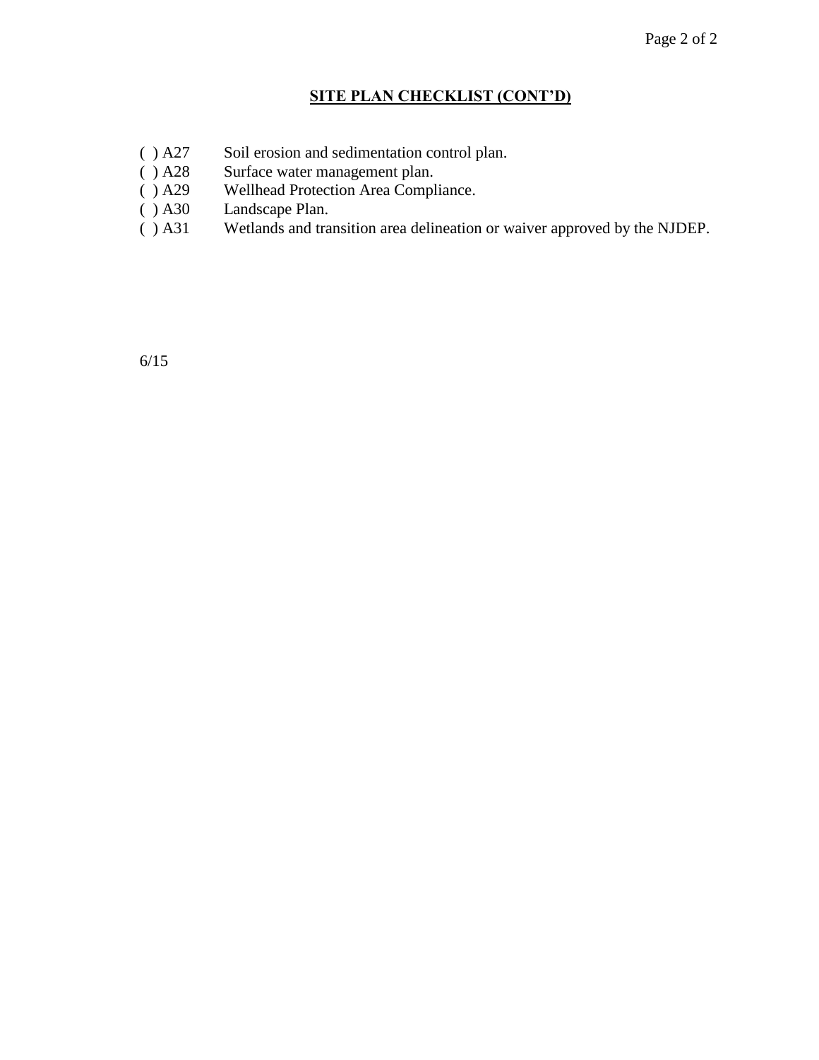## SITE PLAN CHECKLIST (CONT'D)

( ) A27 Soil erosion and sedimentation control plan.
( ) A28 Surface water management plan.
( ) A29 Wellhead Protection Area Compliance.
( ) A30 Landscape Plan.
( ) A31 Wetlands and transition area delineation or waiver approved by the NJDEP.

6/15